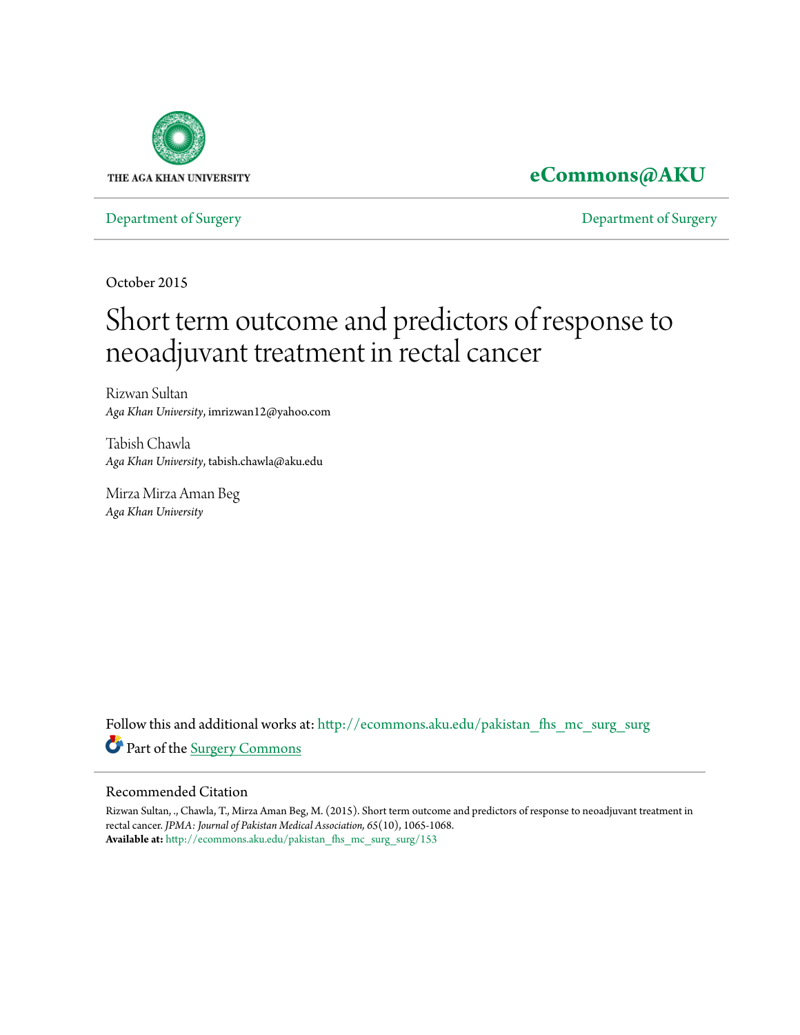THE AGA KHAN UNIVERSITY

**eCommons@AKU**

Department of Surgery | Department of Surgery

October 2015

# Short term outcome and predictors of response to neoadjuvant treatment in rectal cancer

Rizwan Sultan
*Aga Khan University*, imrizwan12@yahoo.com

Tabish Chawla
*Aga Khan University*, tabish.chawla@aku.edu

Mirza Mirza Aman Beg
*Aga Khan University*

Follow this and additional works at: http://ecommons.aku.edu/pakistan_fhs_mc_surg_surg

Part of the Surgery Commons

## Recommended Citation

Rizwan Sultan, ., Chawla, T., Mirza Aman Beg, M. (2015). Short term outcome and predictors of response to neoadjuvant treatment in rectal cancer. *JPMA: Journal of Pakistan Medical Association, 65*(10), 1065-1068.
**Available at:** http://ecommons.aku.edu/pakistan_fhs_mc_surg_surg/153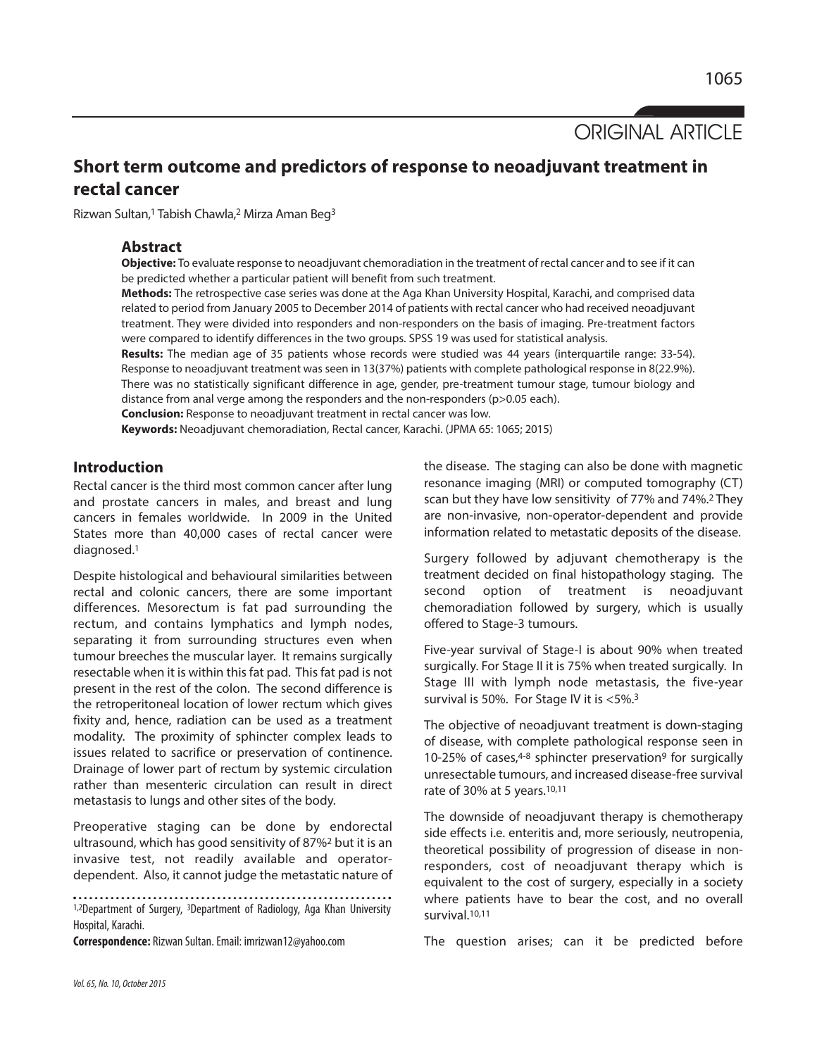ORIGINAL ARTICLE

# Short term outcome and predictors of response to neoadjuvant treatment in rectal cancer

Rizwan Sultan,[1] Tabish Chawla,[2] Mirza Aman Beg[3]

## Abstract

**Objective:** To evaluate response to neoadjuvant chemoradiation in the treatment of rectal cancer and to see if it can be predicted whether a particular patient will benefit from such treatment.

**Methods:** The retrospective case series was done at the Aga Khan University Hospital, Karachi, and comprised data related to period from January 2005 to December 2014 of patients with rectal cancer who had received neoadjuvant treatment. They were divided into responders and non-responders on the basis of imaging. Pre-treatment factors were compared to identify differences in the two groups. SPSS 19 was used for statistical analysis.

**Results:** The median age of 35 patients whose records were studied was 44 years (interquartile range: 33-54). Response to neoadjuvant treatment was seen in 13(37%) patients with complete pathological response in 8(22.9%). There was no statistically significant difference in age, gender, pre-treatment tumour stage, tumour biology and distance from anal verge among the responders and the non-responders (p>0.05 each).

**Conclusion:** Response to neoadjuvant treatment in rectal cancer was low.

**Keywords:** Neoadjuvant chemoradiation, Rectal cancer, Karachi. (JPMA 65: 1065; 2015)

## Introduction

Rectal cancer is the third most common cancer after lung and prostate cancers in males, and breast and lung cancers in females worldwide. In 2009 in the United States more than 40,000 cases of rectal cancer were diagnosed.[1]

Despite histological and behavioural similarities between rectal and colonic cancers, there are some important differences. Mesorectum is fat pad surrounding the rectum, and contains lymphatics and lymph nodes, separating it from surrounding structures even when tumour breeches the muscular layer. It remains surgically resectable when it is within this fat pad. This fat pad is not present in the rest of the colon. The second difference is the retroperitoneal location of lower rectum which gives fixity and, hence, radiation can be used as a treatment modality. The proximity of sphincter complex leads to issues related to sacrifice or preservation of continence. Drainage of lower part of rectum by systemic circulation rather than mesenteric circulation can result in direct metastasis to lungs and other sites of the body.

Preoperative staging can be done by endorectal ultrasound, which has good sensitivity of 87%[2] but it is an invasive test, not readily available and operator-dependent. Also, it cannot judge the metastatic nature of the disease. The staging can also be done with magnetic resonance imaging (MRI) or computed tomography (CT) scan but they have low sensitivity of 77% and 74%.[2] They are non-invasive, non-operator-dependent and provide information related to metastatic deposits of the disease.

Surgery followed by adjuvant chemotherapy is the treatment decided on final histopathology staging. The second option of treatment is neoadjuvant chemoradiation followed by surgery, which is usually offered to Stage-3 tumours.

Five-year survival of Stage-I is about 90% when treated surgically. For Stage II it is 75% when treated surgically. In Stage III with lymph node metastasis, the five-year survival is 50%. For Stage IV it is <5%.[3]

The objective of neoadjuvant treatment is down-staging of disease, with complete pathological response seen in 10-25% of cases,[4-8] sphincter preservation[9] for surgically unresectable tumours, and increased disease-free survival rate of 30% at 5 years.[10,11]

The downside of neoadjuvant therapy is chemotherapy side effects i.e. enteritis and, more seriously, neutropenia, theoretical possibility of progression of disease in non-responders, cost of neoadjuvant therapy which is equivalent to the cost of surgery, especially in a society where patients have to bear the cost, and no overall survival.[10,11]

The question arises; can it be predicted before

---

[1,2]Department of Surgery, [3]Department of Radiology, Aga Khan University Hospital, Karachi.

**Correspondence:** Rizwan Sultan. Email: imrizwan12@yahoo.com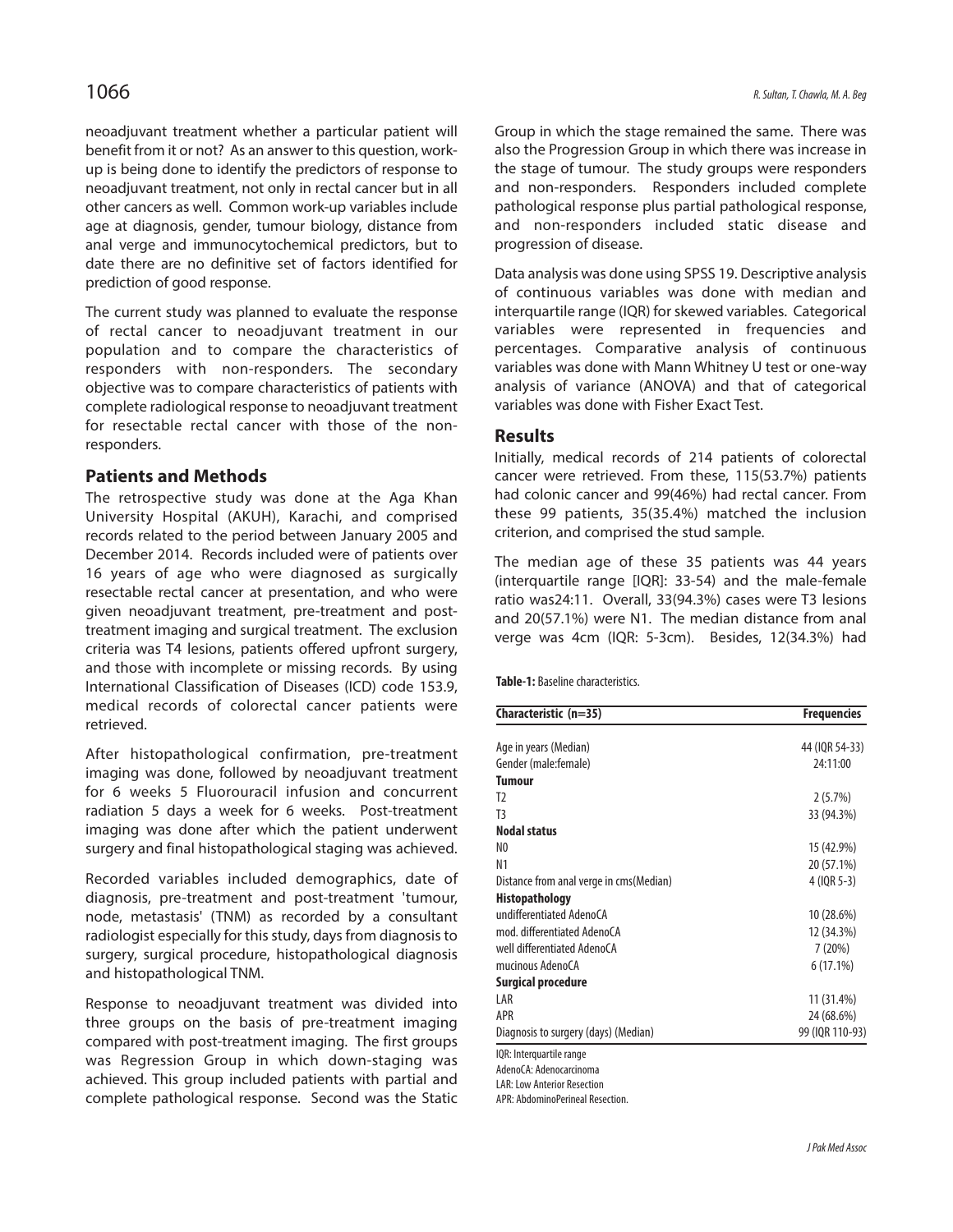neoadjuvant treatment whether a particular patient will benefit from it or not? As an answer to this question, work-up is being done to identify the predictors of response to neoadjuvant treatment, not only in rectal cancer but in all other cancers as well. Common work-up variables include age at diagnosis, gender, tumour biology, distance from anal verge and immunocytochemical predictors, but to date there are no definitive set of factors identified for prediction of good response.

The current study was planned to evaluate the response of rectal cancer to neoadjuvant treatment in our population and to compare the characteristics of responders with non-responders. The secondary objective was to compare characteristics of patients with complete radiological response to neoadjuvant treatment for resectable rectal cancer with those of the non-responders.

## Patients and Methods

The retrospective study was done at the Aga Khan University Hospital (AKUH), Karachi, and comprised records related to the period between January 2005 and December 2014. Records included were of patients over 16 years of age who were diagnosed as surgically resectable rectal cancer at presentation, and who were given neoadjuvant treatment, pre-treatment and post-treatment imaging and surgical treatment. The exclusion criteria was T4 lesions, patients offered upfront surgery, and those with incomplete or missing records. By using International Classification of Diseases (ICD) code 153.9, medical records of colorectal cancer patients were retrieved.

After histopathological confirmation, pre-treatment imaging was done, followed by neoadjuvant treatment for 6 weeks 5 Fluorouracil infusion and concurrent radiation 5 days a week for 6 weeks. Post-treatment imaging was done after which the patient underwent surgery and final histopathological staging was achieved.

Recorded variables included demographics, date of diagnosis, pre-treatment and post-treatment 'tumour, node, metastasis' (TNM) as recorded by a consultant radiologist especially for this study, days from diagnosis to surgery, surgical procedure, histopathological diagnosis and histopathological TNM.

Response to neoadjuvant treatment was divided into three groups on the basis of pre-treatment imaging compared with post-treatment imaging. The first groups was Regression Group in which down-staging was achieved. This group included patients with partial and complete pathological response. Second was the Static Group in which the stage remained the same. There was also the Progression Group in which there was increase in the stage of tumour. The study groups were responders and non-responders. Responders included complete pathological response plus partial pathological response, and non-responders included static disease and progression of disease.

Data analysis was done using SPSS 19. Descriptive analysis of continuous variables was done with median and interquartile range (IQR) for skewed variables. Categorical variables were represented in frequencies and percentages. Comparative analysis of continuous variables was done with Mann Whitney U test or one-way analysis of variance (ANOVA) and that of categorical variables was done with Fisher Exact Test.

## Results

Initially, medical records of 214 patients of colorectal cancer were retrieved. From these, 115(53.7%) patients had colonic cancer and 99(46%) had rectal cancer. From these 99 patients, 35(35.4%) matched the inclusion criterion, and comprised the stud sample.

The median age of these 35 patients was 44 years (interquartile range [IQR]: 33-54) and the male-female ratio was24:11. Overall, 33(94.3%) cases were T3 lesions and 20(57.1%) were N1. The median distance from anal verge was 4cm (IQR: 5-3cm). Besides, 12(34.3%) had

**Table-1:** Baseline characteristics.

| Characteristic (n=35) | Frequencies |
|---|---|
| Age in years (Median) | 44 (IQR 54-33) |
| Gender (male:female) | 24:11:00 |
| **Tumour** | |
| T2 | 2 (5.7%) |
| T3 | 33 (94.3%) |
| **Nodal status** | |
| N0 | 15 (42.9%) |
| N1 | 20 (57.1%) |
| Distance from anal verge in cms(Median) | 4 (IQR 5-3) |
| **Histopathology** | |
| undifferentiated AdenoCA | 10 (28.6%) |
| mod. differentiated AdenoCA | 12 (34.3%) |
| well differentiated AdenoCA | 7 (20%) |
| mucinous AdenoCA | 6 (17.1%) |
| **Surgical procedure** | |
| LAR | 11 (31.4%) |
| APR | 24 (68.6%) |
| Diagnosis to surgery (days) (Median) | 99 (IQR 110-93) |

IQR: Interquartile range
AdenoCA: Adenocarcinoma
LAR: Low Anterior Resection
APR: AbdominoPerineal Resection.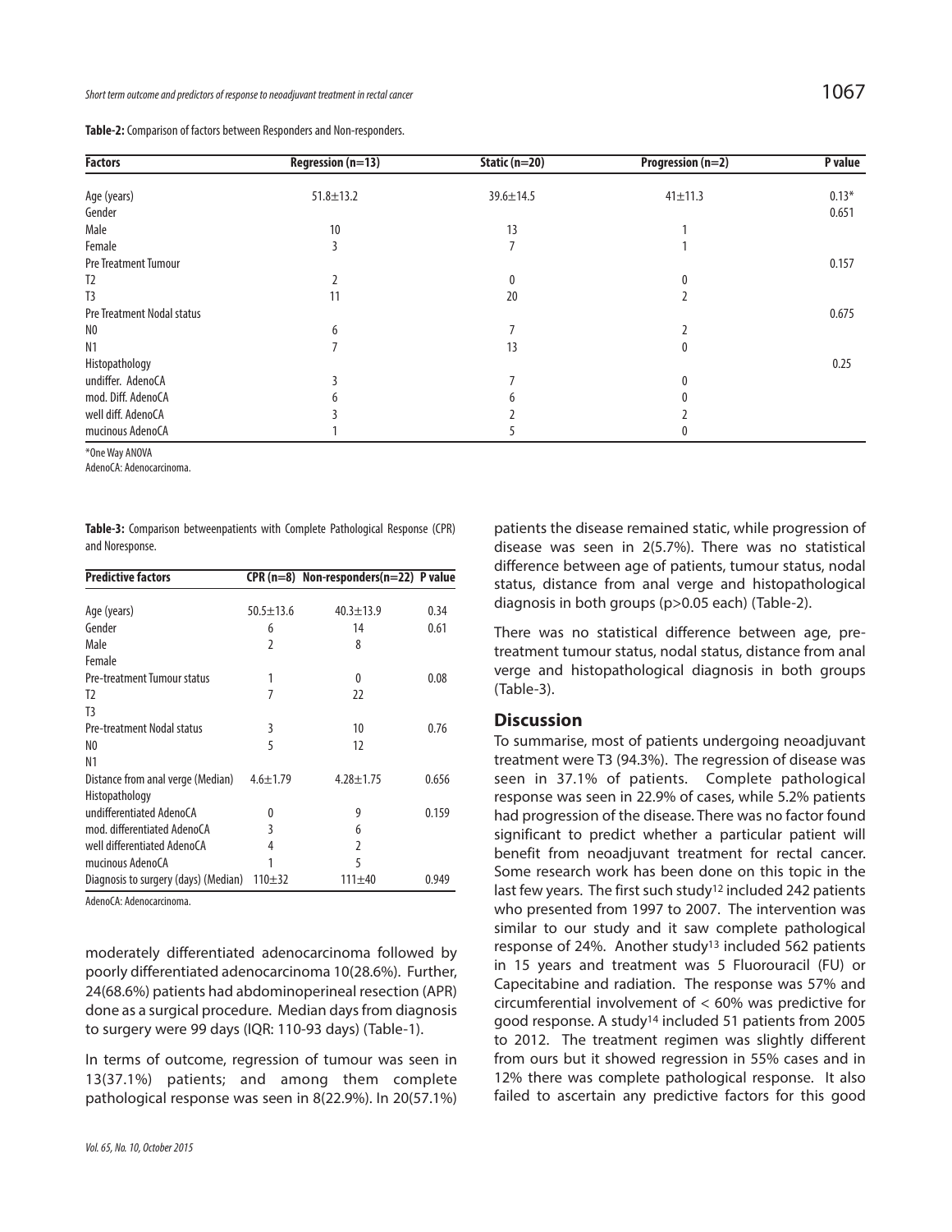**Table-2:** Comparison of factors between Responders and Non-responders.

| Factors | Regression (n=13) | Static (n=20) | Progression (n=2) | P value |
|---|---|---|---|---|
| Age (years) | 51.8±13.2 | 39.6±14.5 | 41±11.3 | 0.13* |
| Gender | | | | 0.651 |
| Male | 10 | 13 | 1 | |
| Female | 3 | 7 | 1 | |
| Pre Treatment Tumour | | | | 0.157 |
| T2 | 2 | 0 | 0 | |
| T3 | 11 | 20 | 2 | |
| Pre Treatment Nodal status | | | | 0.675 |
| N0 | 6 | 7 | 2 | |
| N1 | 7 | 13 | 0 | |
| Histopathology | | | | 0.25 |
| undiffer. AdenoCA | 3 | 7 | 0 | |
| mod. Diff. AdenoCA | 6 | 6 | 0 | |
| well diff. AdenoCA | 3 | 2 | 2 | |
| mucinous AdenoCA | 1 | 5 | 0 | |

*One Way ANOVA

AdenoCA: Adenocarcinoma.

**Table-3:** Comparison betweenpatients with Complete Pathological Response (CPR) and Noresponse.

| Predictive factors | CPR (n=8) | Non-responders(n=22) | P value |
|---|---|---|---|
| Age (years) | 50.5±13.6 | 40.3±13.9 | 0.34 |
| Gender | 6 | 14 | 0.61 |
| Male | 2 | 8 | |
| Female | | | |
| Pre-treatment Tumour status | 1 | 0 | 0.08 |
| T2 | 7 | 22 | |
| T3 | | | |
| Pre-treatment Nodal status | 3 | 10 | 0.76 |
| N0 | 5 | 12 | |
| N1 | | | |
| Distance from anal verge (Median) | 4.6±1.79 | 4.28±1.75 | 0.656 |
| Histopathology | | | |
| undifferentiated AdenoCA | 0 | 9 | 0.159 |
| mod. differentiated AdenoCA | 3 | 6 | |
| well differentiated AdenoCA | 4 | 2 | |
| mucinous AdenoCA | 1 | 5 | |
| Diagnosis to surgery (days) (Median) | 110±32 | 111±40 | 0.949 |

AdenoCA: Adenocarcinoma.

moderately differentiated adenocarcinoma followed by poorly differentiated adenocarcinoma 10(28.6%). Further, 24(68.6%) patients had abdominoperineal resection (APR) done as a surgical procedure. Median days from diagnosis to surgery were 99 days (IQR: 110-93 days) (Table-1).

In terms of outcome, regression of tumour was seen in 13(37.1%) patients; and among them complete pathological response was seen in 8(22.9%). In 20(57.1%) patients the disease remained static, while progression of disease was seen in 2(5.7%). There was no statistical difference between age of patients, tumour status, nodal status, distance from anal verge and histopathological diagnosis in both groups (p>0.05 each) (Table-2).

There was no statistical difference between age, pre-treatment tumour status, nodal status, distance from anal verge and histopathological diagnosis in both groups (Table-3).

## Discussion

To summarise, most of patients undergoing neoadjuvant treatment were T3 (94.3%). The regression of disease was seen in 37.1% of patients. Complete pathological response was seen in 22.9% of cases, while 5.2% patients had progression of the disease. There was no factor found significant to predict whether a particular patient will benefit from neoadjuvant treatment for rectal cancer. Some research work has been done on this topic in the last few years. The first such study[12] included 242 patients who presented from 1997 to 2007. The intervention was similar to our study and it saw complete pathological response of 24%. Another study[13] included 562 patients in 15 years and treatment was 5 Fluorouracil (FU) or Capecitabine and radiation. The response was 57% and circumferential involvement of < 60% was predictive for good response. A study[14] included 51 patients from 2005 to 2012. The treatment regimen was slightly different from ours but it showed regression in 55% cases and in 12% there was complete pathological response. It also failed to ascertain any predictive factors for this good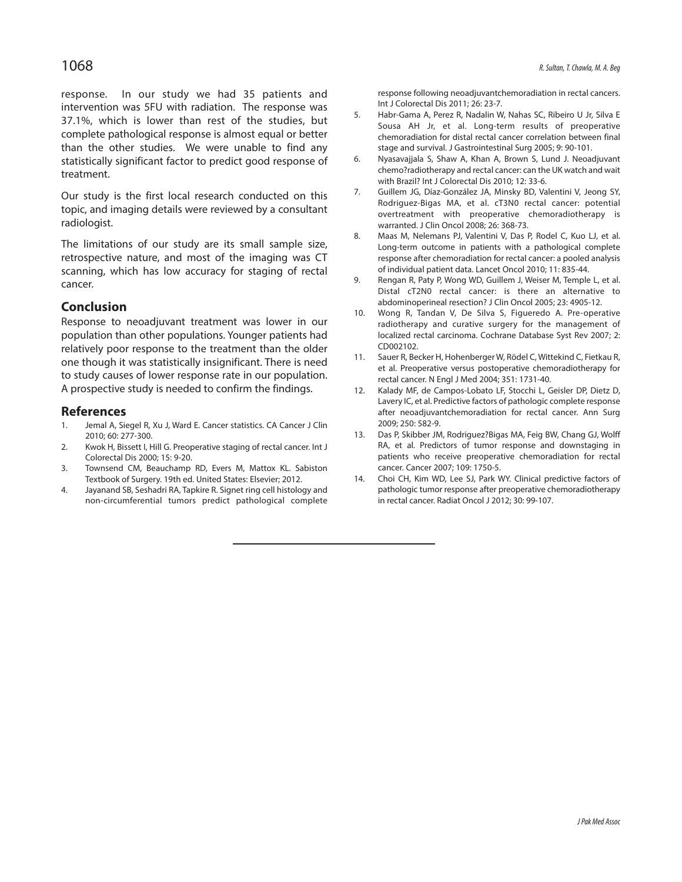response. In our study we had 35 patients and intervention was 5FU with radiation. The response was 37.1%, which is lower than rest of the studies, but complete pathological response is almost equal or better than the other studies. We were unable to find any statistically significant factor to predict good response of treatment.

Our study is the first local research conducted on this topic, and imaging details were reviewed by a consultant radiologist.

The limitations of our study are its small sample size, retrospective nature, and most of the imaging was CT scanning, which has low accuracy for staging of rectal cancer.

## Conclusion

Response to neoadjuvant treatment was lower in our population than other populations. Younger patients had relatively poor response to the treatment than the older one though it was statistically insignificant. There is need to study causes of lower response rate in our population. A prospective study is needed to confirm the findings.

## References

1. Jemal A, Siegel R, Xu J, Ward E. Cancer statistics. CA Cancer J Clin 2010; 60: 277-300.
2. Kwok H, Bissett I, Hill G. Preoperative staging of rectal cancer. Int J Colorectal Dis 2000; 15: 9-20.
3. Townsend CM, Beauchamp RD, Evers M, Mattox KL. Sabiston Textbook of Surgery. 19th ed. United States: Elsevier; 2012.
4. Jayanand SB, Seshadri RA, Tapkire R. Signet ring cell histology and non-circumferential tumors predict pathological complete response following neoadjuvantchemoradiation in rectal cancers. Int J Colorectal Dis 2011; 26: 23-7.
5. Habr-Gama A, Perez R, Nadalin W, Nahas SC, Ribeiro U Jr, Silva E Sousa AH Jr, et al. Long-term results of preoperative chemoradiation for distal rectal cancer correlation between final stage and survival. J Gastrointestinal Surg 2005; 9: 90-101.
6. Nyasavajjala S, Shaw A, Khan A, Brown S, Lund J. Neoadjuvant chemo?radiotherapy and rectal cancer: can the UK watch and wait with Brazil? Int J Colorectal Dis 2010; 12: 33-6.
7. Guillem JG, Díaz-González JA, Minsky BD, Valentini V, Jeong SY, Rodriguez-Bigas MA, et al. cT3N0 rectal cancer: potential overtreatment with preoperative chemoradiotherapy is warranted. J Clin Oncol 2008; 26: 368-73.
8. Maas M, Nelemans PJ, Valentini V, Das P, Rodel C, Kuo LJ, et al. Long-term outcome in patients with a pathological complete response after chemoradiation for rectal cancer: a pooled analysis of individual patient data. Lancet Oncol 2010; 11: 835-44.
9. Rengan R, Paty P, Wong WD, Guillem J, Weiser M, Temple L, et al. Distal cT2N0 rectal cancer: is there an alternative to abdominoperineal resection? J Clin Oncol 2005; 23: 4905-12.
10. Wong R, Tandan V, De Silva S, Figueredo A. Pre-operative radiotherapy and curative surgery for the management of localized rectal carcinoma. Cochrane Database Syst Rev 2007; 2: CD002102.
11. Sauer R, Becker H, Hohenberger W, Rödel C, Wittekind C, Fietkau R, et al. Preoperative versus postoperative chemoradiotherapy for rectal cancer. N Engl J Med 2004; 351: 1731-40.
12. Kalady MF, de Campos-Lobato LF, Stocchi L, Geisler DP, Dietz D, Lavery IC, et al. Predictive factors of pathologic complete response after neoadjuvantchemoradiation for rectal cancer. Ann Surg 2009; 250: 582-9.
13. Das P, Skibber JM, Rodriguez?Bigas MA, Feig BW, Chang GJ, Wolff RA, et al. Predictors of tumor response and downstaging in patients who receive preoperative chemoradiation for rectal cancer. Cancer 2007; 109: 1750-5.
14. Choi CH, Kim WD, Lee SJ, Park WY. Clinical predictive factors of pathologic tumor response after preoperative chemoradiotherapy in rectal cancer. Radiat Oncol J 2012; 30: 99-107.